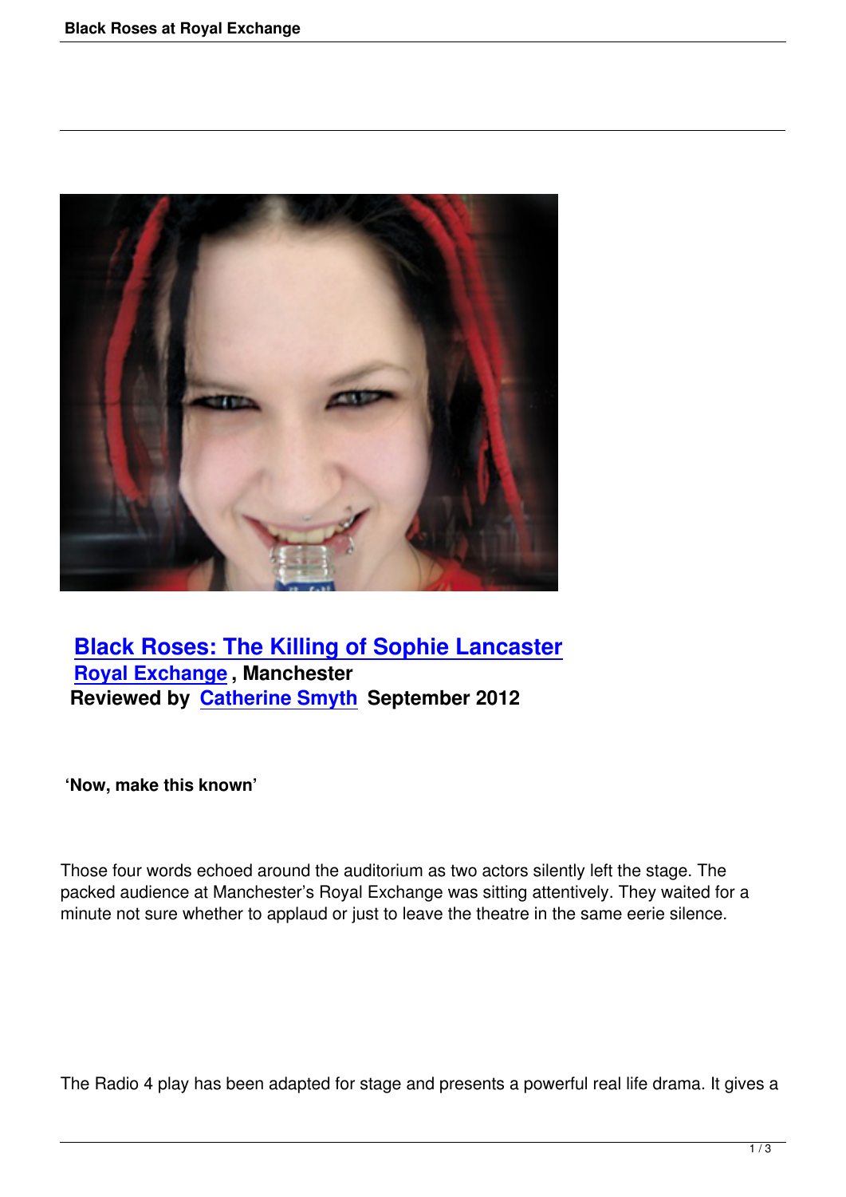# Black Roses: The Killing of Sophie Lancaster

**Royal Exchange, Manchester**

**Reviewed by Catherine Smyth September 2012**

**'Now, make this known'**

Those four words echoed around the auditorium as two actors silently left the stage. The packed audience at Manchester's Royal Exchange was sitting attentively. They waited for a minute not sure whether to applaud or just to leave the theatre in the same eerie silence.

The Radio 4 play has been adapted for stage and presents a powerful real life drama. It gives a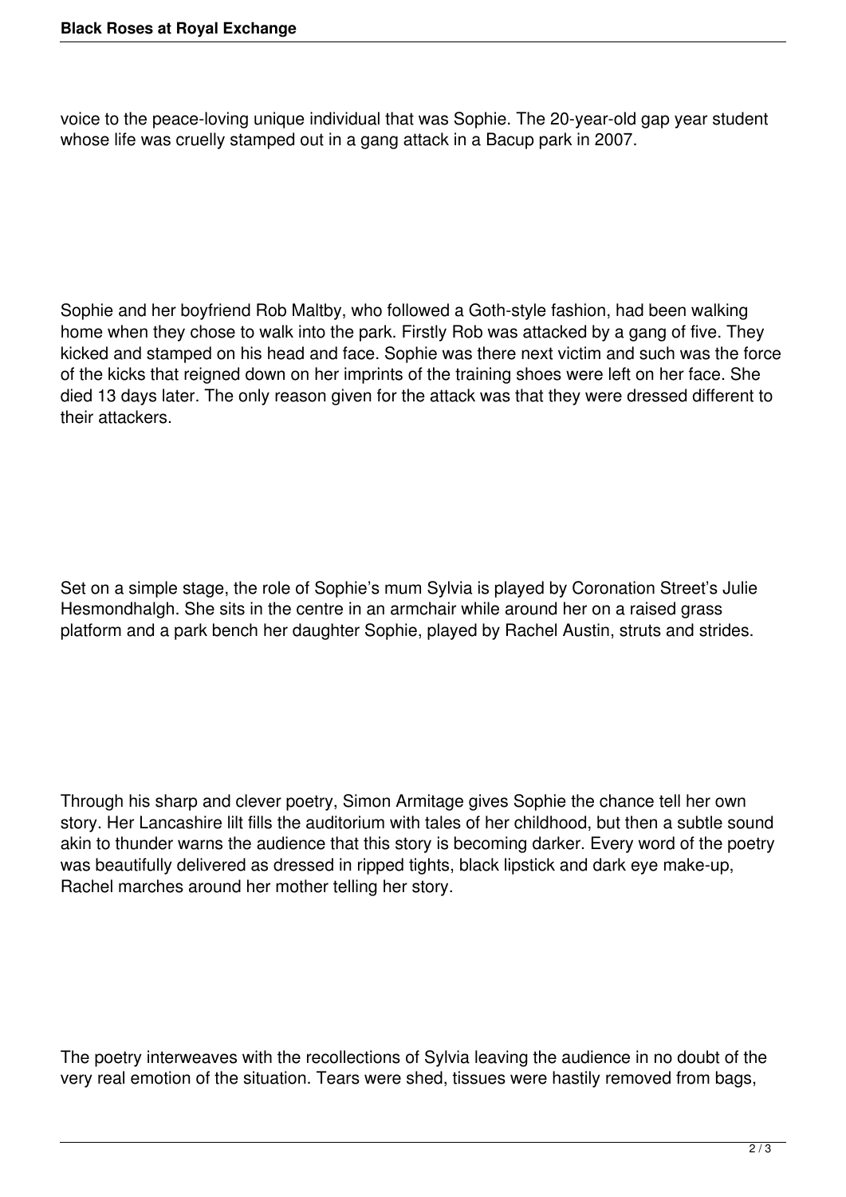voice to the peace-loving unique individual that was Sophie. The 20-year-old gap year student whose life was cruelly stamped out in a gang attack in a Bacup park in 2007.

Sophie and her boyfriend Rob Maltby, who followed a Goth-style fashion, had been walking home when they chose to walk into the park. Firstly Rob was attacked by a gang of five. They kicked and stamped on his head and face. Sophie was there next victim and such was the force of the kicks that reigned down on her imprints of the training shoes were left on her face. She died 13 days later. The only reason given for the attack was that they were dressed different to their attackers.

Set on a simple stage, the role of Sophie's mum Sylvia is played by Coronation Street's Julie Hesmondhalgh. She sits in the centre in an armchair while around her on a raised grass platform and a park bench her daughter Sophie, played by Rachel Austin, struts and strides.

Through his sharp and clever poetry, Simon Armitage gives Sophie the chance tell her own story. Her Lancashire lilt fills the auditorium with tales of her childhood, but then a subtle sound akin to thunder warns the audience that this story is becoming darker. Every word of the poetry was beautifully delivered as dressed in ripped tights, black lipstick and dark eye make-up, Rachel marches around her mother telling her story.

The poetry interweaves with the recollections of Sylvia leaving the audience in no doubt of the very real emotion of the situation. Tears were shed, tissues were hastily removed from bags,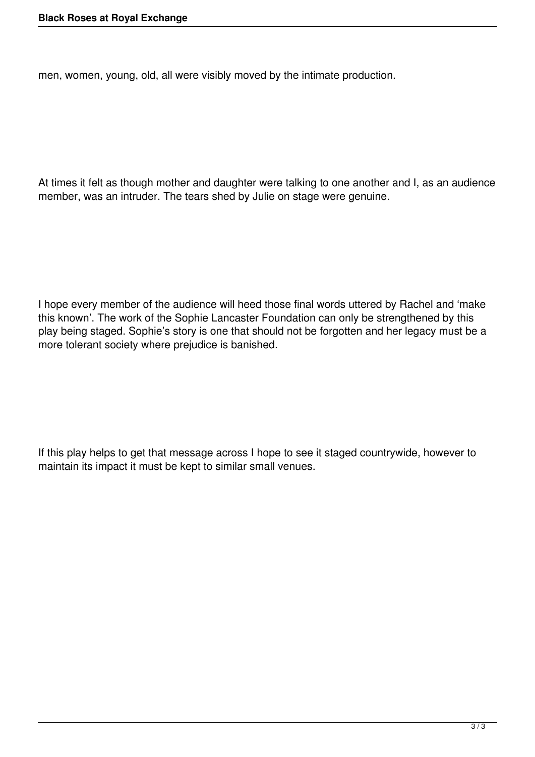men, women, young, old, all were visibly moved by the intimate production.

At times it felt as though mother and daughter were talking to one another and I, as an audience member, was an intruder. The tears shed by Julie on stage were genuine.

I hope every member of the audience will heed those final words uttered by Rachel and 'make this known'. The work of the Sophie Lancaster Foundation can only be strengthened by this play being staged. Sophie's story is one that should not be forgotten and her legacy must be a more tolerant society where prejudice is banished.

If this play helps to get that message across I hope to see it staged countrywide, however to maintain its impact it must be kept to similar small venues.